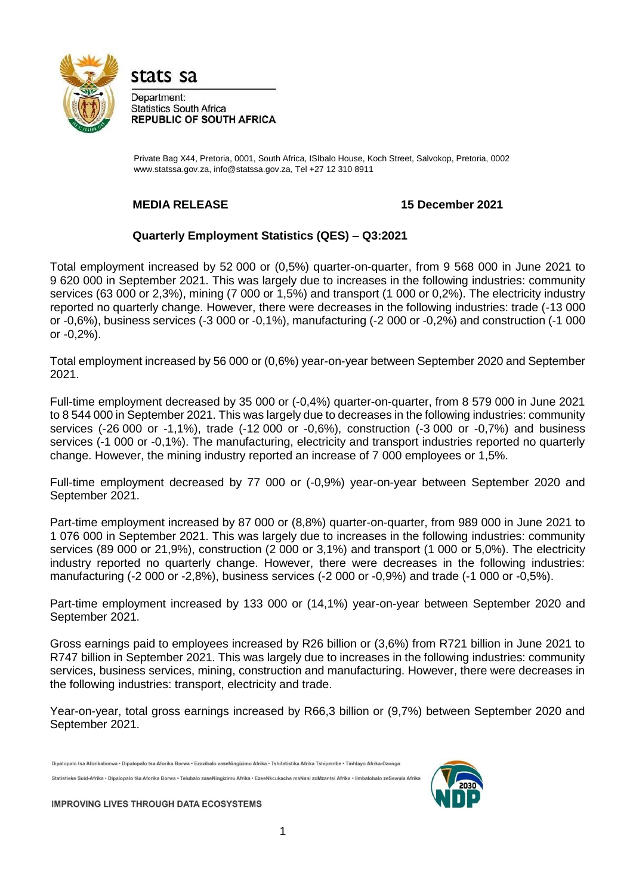stats sa

Department:
Statistics South Africa
**REPUBLIC OF SOUTH AFRICA**

Private Bag X44, Pretoria, 0001, South Africa, ISIbalo House, Koch Street, Salvokop, Pretoria, 0002
www.statssa.gov.za, info@statssa.gov.za, Tel +27 12 310 8911

**MEDIA RELEASE** **15 December 2021**

## Quarterly Employment Statistics (QES) – Q3:2021

Total employment increased by 52 000 or (0,5%) quarter-on-quarter, from 9 568 000 in June 2021 to 9 620 000 in September 2021. This was largely due to increases in the following industries: community services (63 000 or 2,3%), mining (7 000 or 1,5%) and transport (1 000 or 0,2%). The electricity industry reported no quarterly change. However, there were decreases in the following industries: trade (-13 000 or -0,6%), business services (-3 000 or -0,1%), manufacturing (-2 000 or -0,2%) and construction (-1 000 or -0,2%).

Total employment increased by 56 000 or (0,6%) year-on-year between September 2020 and September 2021.

Full-time employment decreased by 35 000 or (-0,4%) quarter-on-quarter, from 8 579 000 in June 2021 to 8 544 000 in September 2021. This was largely due to decreases in the following industries: community services (-26 000 or -1,1%), trade (-12 000 or -0,6%), construction (-3 000 or -0,7%) and business services (-1 000 or -0,1%). The manufacturing, electricity and transport industries reported no quarterly change. However, the mining industry reported an increase of 7 000 employees or 1,5%.

Full-time employment decreased by 77 000 or (-0,9%) year-on-year between September 2020 and September 2021.

Part-time employment increased by 87 000 or (8,8%) quarter-on-quarter, from 989 000 in June 2021 to 1 076 000 in September 2021. This was largely due to increases in the following industries: community services (89 000 or 21,9%), construction (2 000 or 3,1%) and transport (1 000 or 5,0%). The electricity industry reported no quarterly change. However, there were decreases in the following industries: manufacturing (-2 000 or -2,8%), business services (-2 000 or -0,9%) and trade (-1 000 or -0,5%).

Part-time employment increased by 133 000 or (14,1%) year-on-year between September 2020 and September 2021.

Gross earnings paid to employees increased by R26 billion or (3,6%) from R721 billion in June 2021 to R747 billion in September 2021. This was largely due to increases in the following industries: community services, business services, mining, construction and manufacturing. However, there were decreases in the following industries: transport, electricity and trade.

Year-on-year, total gross earnings increased by R66,3 billion or (9,7%) between September 2020 and September 2021.

Dipalopalo tsa Aforikaborwa • Dipalopalo tsa Aforika Borwa • Ezazibalo zaseNingizimu Afrika • Tshitatistika Afrika Tshipembe • Tinhlayo Afrika-Dzonga

Statistieke Suid-Afrika • Dipalopalo tša Aforika Borwa • Telubalo zaseNingizimu Afrika • EzeeNkcukacha maNani zoMzantsi Afrika • Iimbalobalo zeSewula Afrika

IMPROVING LIVES THROUGH DATA ECOSYSTEMS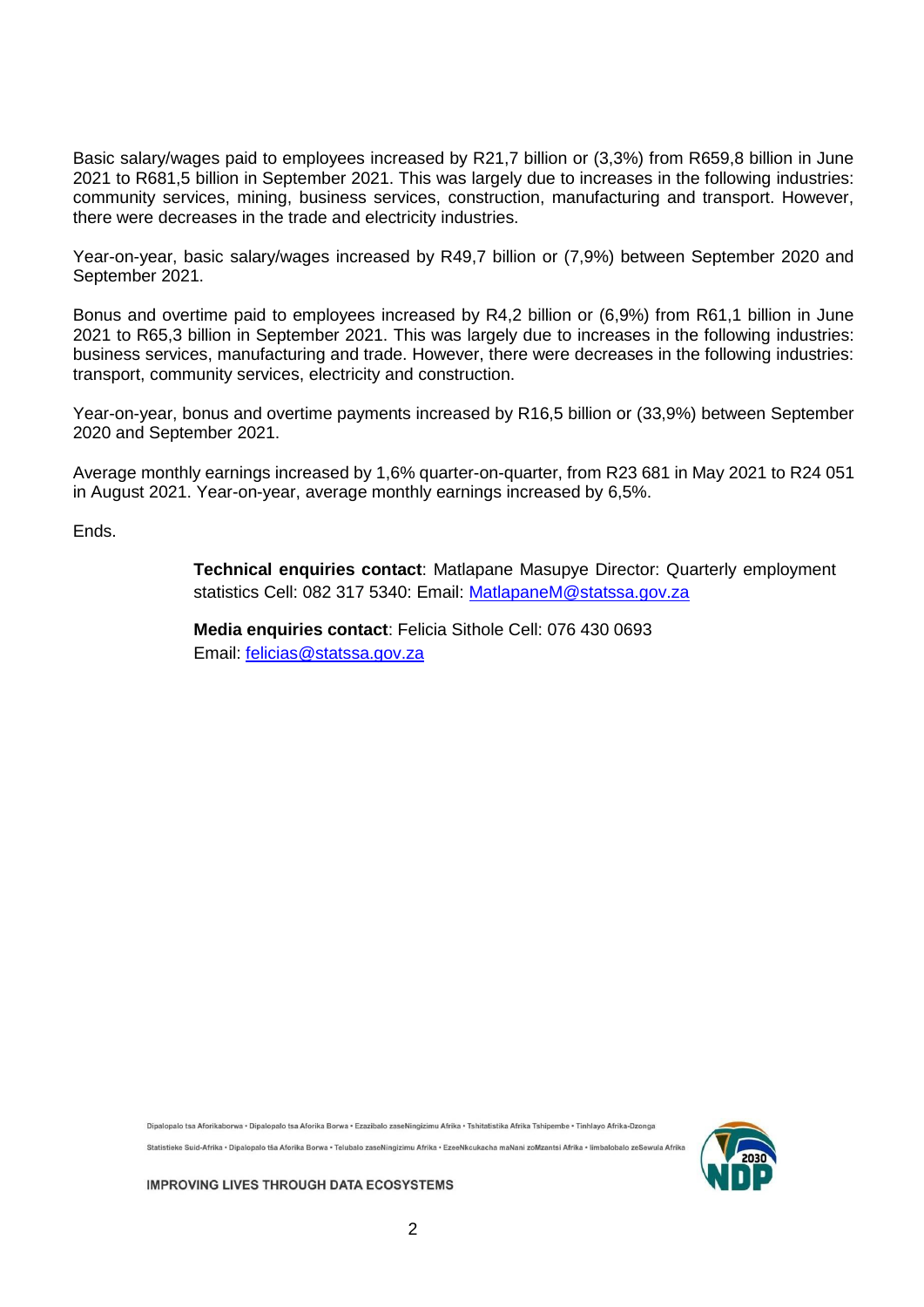Basic salary/wages paid to employees increased by R21,7 billion or (3,3%) from R659,8 billion in June 2021 to R681,5 billion in September 2021. This was largely due to increases in the following industries: community services, mining, business services, construction, manufacturing and transport. However, there were decreases in the trade and electricity industries.

Year-on-year, basic salary/wages increased by R49,7 billion or (7,9%) between September 2020 and September 2021.

Bonus and overtime paid to employees increased by R4,2 billion or (6,9%) from R61,1 billion in June 2021 to R65,3 billion in September 2021. This was largely due to increases in the following industries: business services, manufacturing and trade. However, there were decreases in the following industries: transport, community services, electricity and construction.

Year-on-year, bonus and overtime payments increased by R16,5 billion or (33,9%) between September 2020 and September 2021.

Average monthly earnings increased by 1,6% quarter-on-quarter, from R23 681 in May 2021 to R24 051 in August 2021. Year-on-year, average monthly earnings increased by 6,5%.

Ends.

**Technical enquiries contact**: Matlapane Masupye Director: Quarterly employment statistics Cell: 082 317 5340: Email: MatlapaneM@statssa.gov.za

**Media enquiries contact**: Felicia Sithole Cell: 076 430 0693
Email: felicias@statssa.gov.za